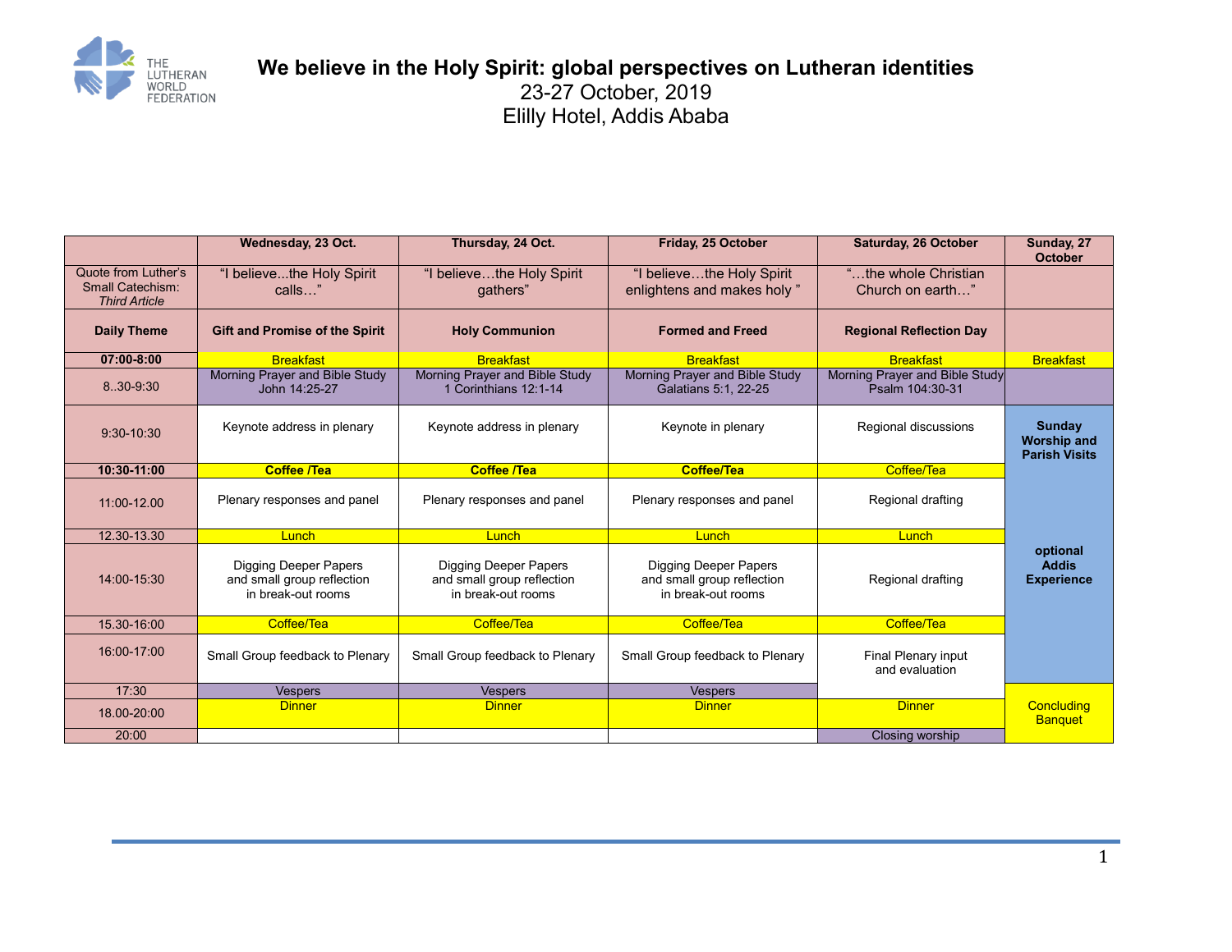# We believe in the Holy Spirit: global perspectives on Lutheran identities

23-27 October, 2019
Elilly Hotel, Addis Ababa

| | **Wednesday, 23 Oct.** | **Thursday, 24 Oct.** | **Friday, 25 October** | **Saturday, 26 October** | **Sunday, 27 October** |
|---|---|---|---|---|---|
| Quote from Luther's Small Catechism: *Third Article* | "I believe...the Holy Spirit calls…" | "I believe…the Holy Spirit gathers" | "I believe…the Holy Spirit enlightens and makes holy " | "…the whole Christian Church on earth…" | |
| **Daily Theme** | **Gift and Promise of the Spirit** | **Holy Communion** | **Formed and Freed** | **Regional Reflection Day** | |
| **07:00-8:00** | Breakfast | Breakfast | Breakfast | Breakfast | Breakfast |
| 8..30-9:30 | Morning Prayer and Bible Study John 14:25-27 | Morning Prayer and Bible Study 1 Corinthians 12:1-14 | Morning Prayer and Bible Study Galatians 5:1, 22-25 | Morning Prayer and Bible Study Psalm 104:30-31 | |
| 9:30-10:30 | Keynote address in plenary | Keynote address in plenary | Keynote in plenary | Regional discussions | **Sunday Worship and Parish Visits** |
| **10:30-11:00** | **Coffee /Tea** | **Coffee /Tea** | **Coffee/Tea** | Coffee/Tea | |
| 11:00-12.00 | Plenary responses and panel | Plenary responses and panel | Plenary responses and panel | Regional drafting | |
| 12.30-13.30 | Lunch | Lunch | Lunch | Lunch | |
| 14:00-15:30 | Digging Deeper Papers and small group reflection in break-out rooms | Digging Deeper Papers and small group reflection in break-out rooms | Digging Deeper Papers and small group reflection in break-out rooms | Regional drafting | **optional Addis Experience** |
| 15.30-16:00 | Coffee/Tea | Coffee/Tea | Coffee/Tea | Coffee/Tea | |
| 16:00-17:00 | Small Group feedback to Plenary | Small Group feedback to Plenary | Small Group feedback to Plenary | Final Plenary input and evaluation | |
| 17:30 | Vespers | Vespers | Vespers | | |
| 18.00-20:00 | Dinner | Dinner | Dinner | Dinner | Concluding Banquet |
| 20:00 | | | | Closing worship | |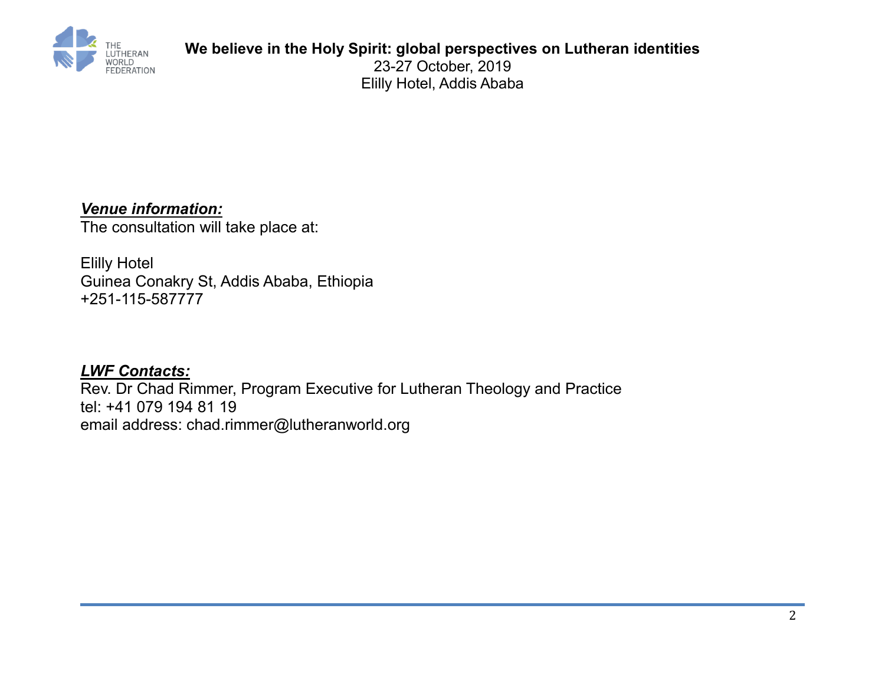***Venue information:***

The consultation will take place at:

Elilly Hotel
Guinea Conakry St, Addis Ababa, Ethiopia
+251-115-587777

***LWF Contacts:***

Rev. Dr Chad Rimmer, Program Executive for Lutheran Theology and Practice
tel: +41 079 194 81 19
email address: chad.rimmer@lutheranworld.org